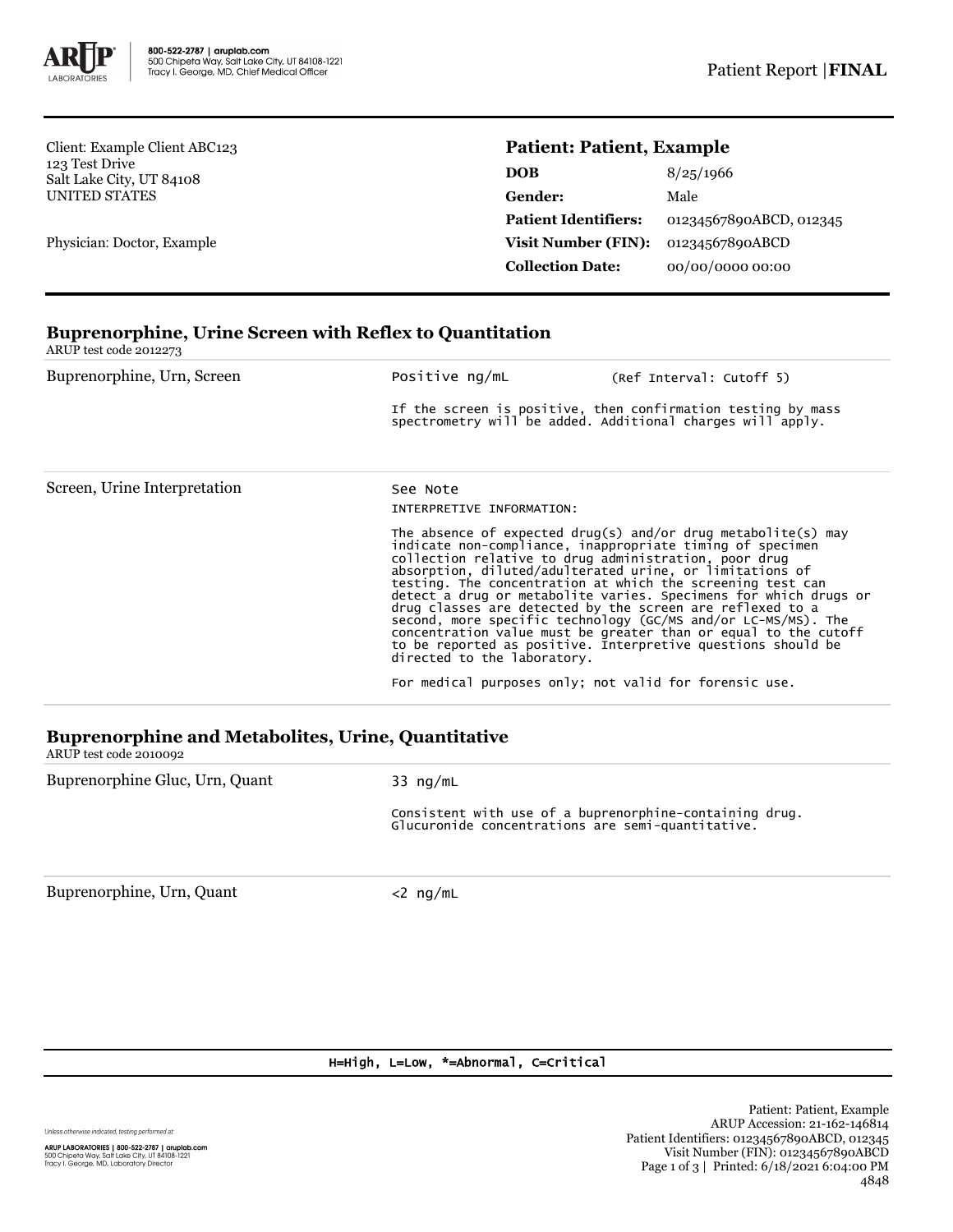800-522-2787 | aruplab.com
500 Chipeta Way, Salt Lake City, UT 84108-1221
Tracy I. George, MD, Chief Medical Officer

Patient Report | **FINAL**

Client: Example Client ABC123
123 Test Drive
Salt Lake City, UT 84108
UNITED STATES

Physician: Doctor, Example

**Patient: Patient, Example**

| | |
|---|---|
| **DOB** | 8/25/1966 |
| **Gender:** | Male |
| **Patient Identifiers:** | 01234567890ABCD, 012345 |
| **Visit Number (FIN):** | 01234567890ABCD |
| **Collection Date:** | 00/00/0000 00:00 |

## Buprenorphine, Urine Screen with Reflex to Quantitation

ARUP test code 2012273

**Buprenorphine, Urn, Screen**

Positive ng/mL (Ref Interval: Cutoff 5)

If the screen is positive, then confirmation testing by mass spectrometry will be added. Additional charges will apply.

**Screen, Urine Interpretation**

See Note

INTERPRETIVE INFORMATION:

The absence of expected drug(s) and/or drug metabolite(s) may indicate non-compliance, inappropriate timing of specimen collection relative to drug administration, poor drug absorption, diluted/adulterated urine, or limitations of testing. The concentration at which the screening test can detect a drug or metabolite varies. Specimens for which drugs or drug classes are detected by the screen are reflexed to a second, more specific technology (GC/MS and/or LC-MS/MS). The concentration value must be greater than or equal to the cutoff to be reported as positive. Interpretive questions should be directed to the laboratory.

For medical purposes only; not valid for forensic use.

## Buprenorphine and Metabolites, Urine, Quantitative

ARUP test code 2010092

**Buprenorphine Gluc, Urn, Quant**

33 ng/mL

Consistent with use of a buprenorphine-containing drug. Glucuronide concentrations are semi-quantitative.

**Buprenorphine, Urn, Quant**

<2 ng/mL

H=High, L=Low, *=Abnormal, C=Critical

Unless otherwise indicated, testing performed at:

ARUP LABORATORIES | 800-522-2787 | aruplab.com
500 Chipeta Way, Salt Lake City, UT 84108-1221
Tracy I. George, MD, Laboratory Director

Patient: Patient, Example
ARUP Accession: 21-162-146814
Patient Identifiers: 01234567890ABCD, 012345
Visit Number (FIN): 01234567890ABCD
Printed: 6/18/2021 6:04:00 PM
4848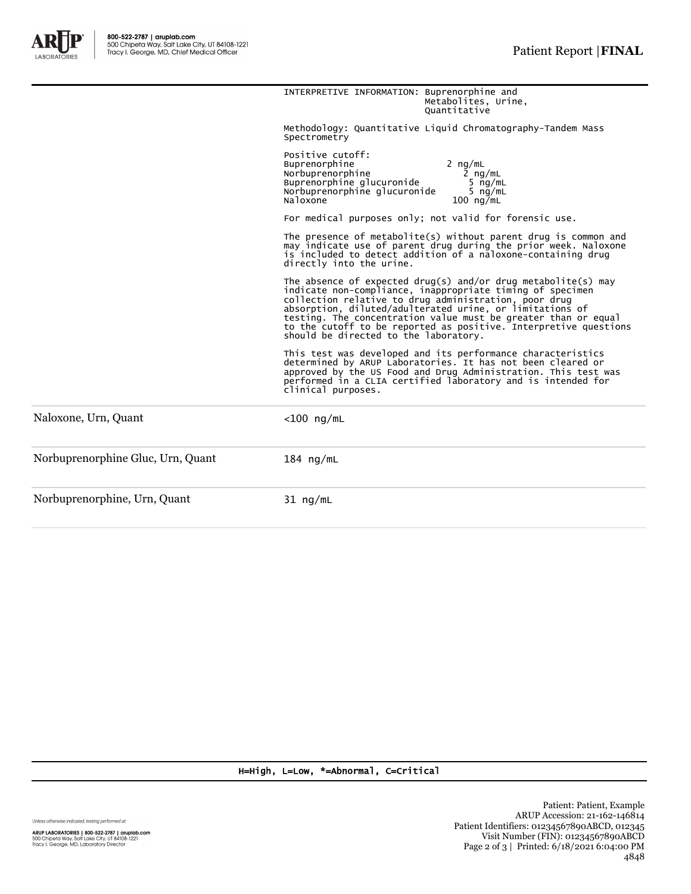INTERPRETIVE INFORMATION: Buprenorphine and Metabolites, Urine, Quantitative

Methodology: Quantitative Liquid Chromatography-Tandem Mass Spectrometry

Positive cutoff:

| | |
|---|---|
| Buprenorphine | 2 ng/mL |
| Norbuprenorphine | 2 ng/mL |
| Buprenorphine glucuronide | 5 ng/mL |
| Norbuprenorphine glucuronide | 5 ng/mL |
| Naloxone | 100 ng/mL |

For medical purposes only; not valid for forensic use.

The presence of metabolite(s) without parent drug is common and may indicate use of parent drug during the prior week. Naloxone is included to detect addition of a naloxone-containing drug directly into the urine.

The absence of expected drug(s) and/or drug metabolite(s) may indicate non-compliance, inappropriate timing of specimen collection relative to drug administration, poor drug absorption, diluted/adulterated urine, or limitations of testing. The concentration value must be greater than or equal to the cutoff to be reported as positive. Interpretive questions should be directed to the laboratory.

This test was developed and its performance characteristics determined by ARUP Laboratories. It has not been cleared or approved by the US Food and Drug Administration. This test was performed in a CLIA certified laboratory and is intended for clinical purposes.

| | |
|---|---|
| Naloxone, Urn, Quant | <100 ng/mL |
| Norbuprenorphine Gluc, Urn, Quant | 184 ng/mL |
| Norbuprenorphine, Urn, Quant | 31 ng/mL |

H=High, L=Low, *=Abnormal, C=Critical

Patient: Patient, Example
ARUP Accession: 21-162-146814
Patient Identifiers: 01234567890ABCD, 012345
Visit Number (FIN): 01234567890ABCD
Printed: 6/18/2021 6:04:00 PM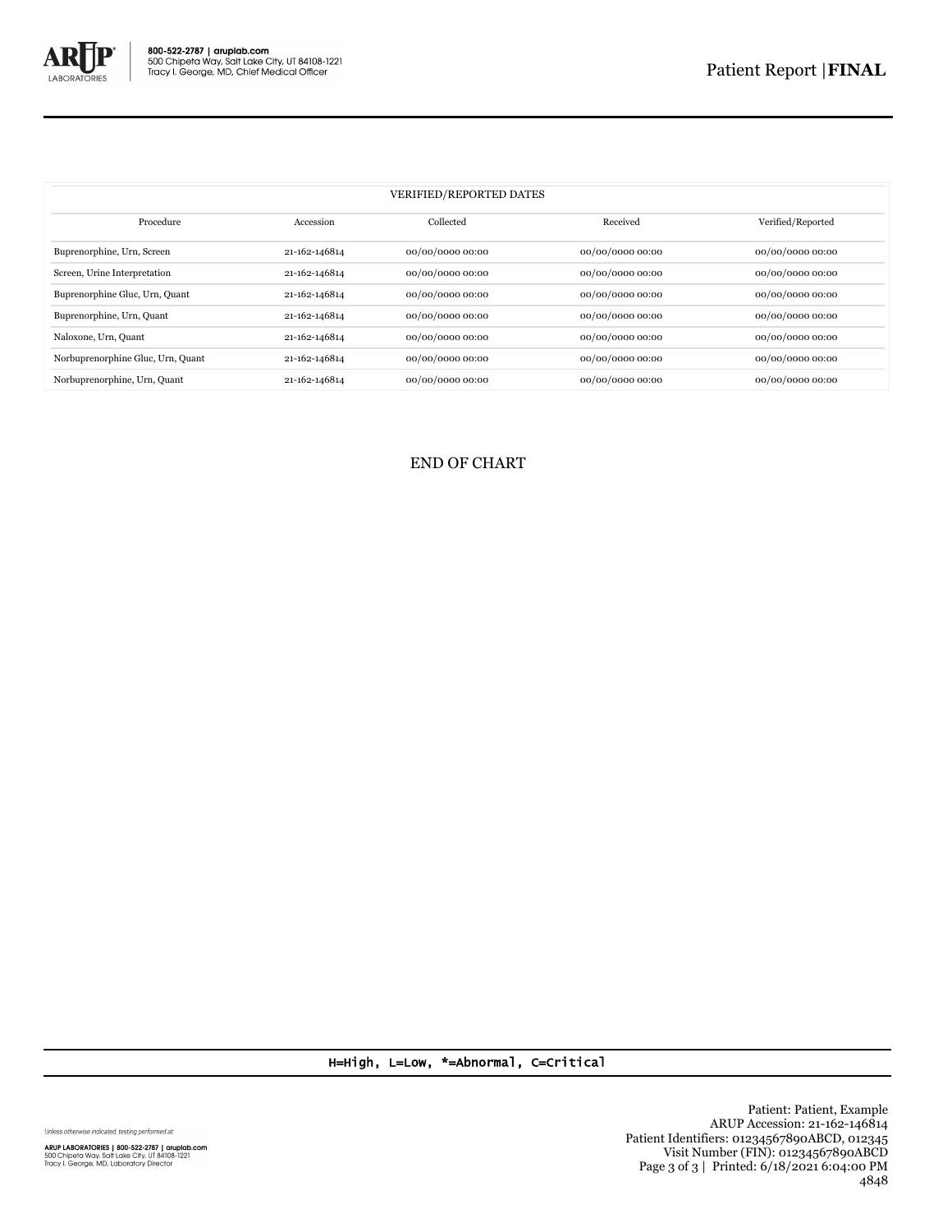| VERIFIED/REPORTED DATES | | | | |
|---|---|---|---|---|
| Procedure | Accession | Collected | Received | Verified/Reported |
| Buprenorphine, Urn, Screen | 21-162-146814 | 00/00/0000 00:00 | 00/00/0000 00:00 | 00/00/0000 00:00 |
| Screen, Urine Interpretation | 21-162-146814 | 00/00/0000 00:00 | 00/00/0000 00:00 | 00/00/0000 00:00 |
| Buprenorphine Gluc, Urn, Quant | 21-162-146814 | 00/00/0000 00:00 | 00/00/0000 00:00 | 00/00/0000 00:00 |
| Buprenorphine, Urn, Quant | 21-162-146814 | 00/00/0000 00:00 | 00/00/0000 00:00 | 00/00/0000 00:00 |
| Naloxone, Urn, Quant | 21-162-146814 | 00/00/0000 00:00 | 00/00/0000 00:00 | 00/00/0000 00:00 |
| Norbuprenorphine Gluc, Urn, Quant | 21-162-146814 | 00/00/0000 00:00 | 00/00/0000 00:00 | 00/00/0000 00:00 |
| Norbuprenorphine, Urn, Quant | 21-162-146814 | 00/00/0000 00:00 | 00/00/0000 00:00 | 00/00/0000 00:00 |

END OF CHART

H=High, L=Low, *=Abnormal, C=Critical